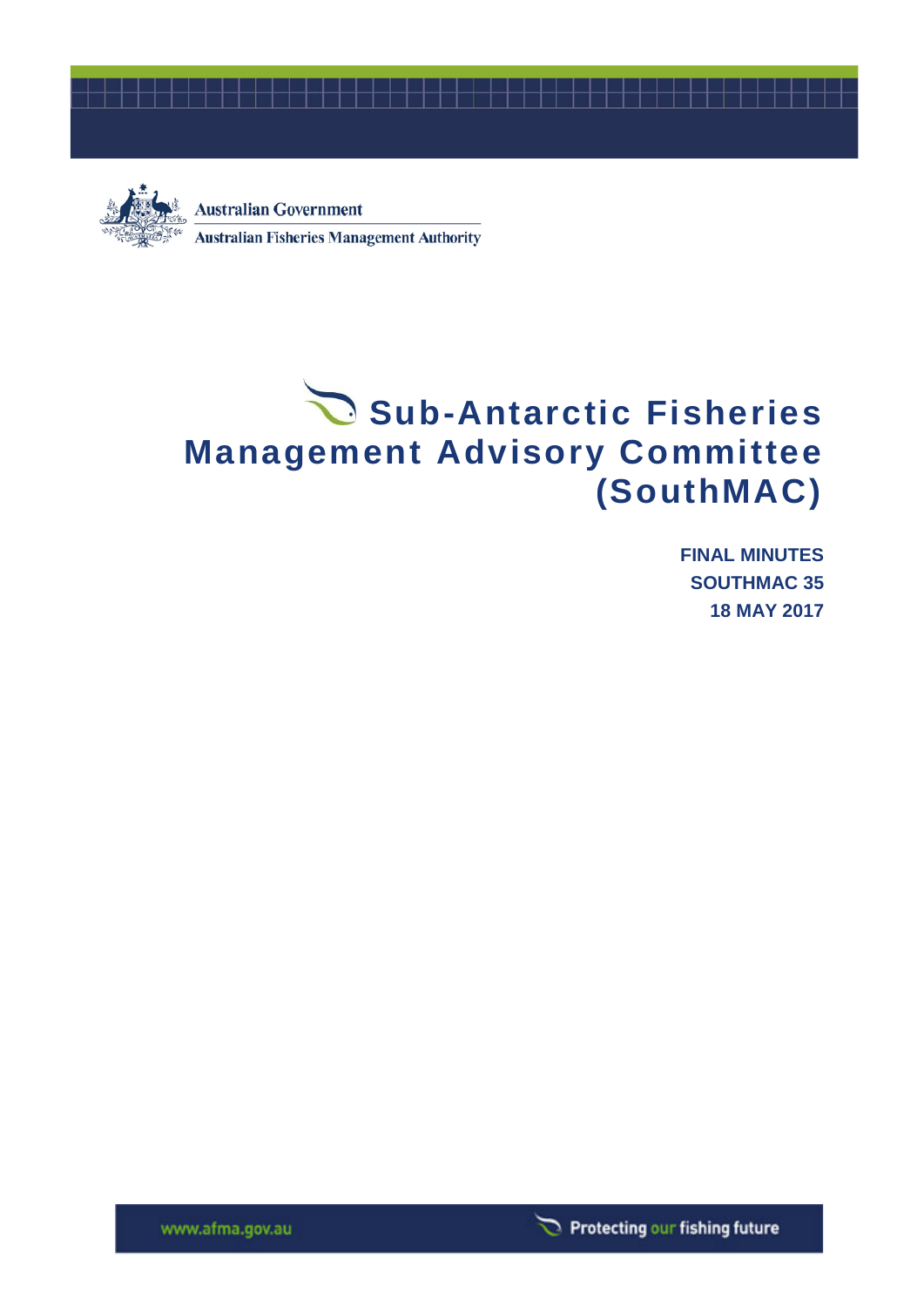Australian Government

Australian Fisheries Management Authority

# Sub-Antarctic Fisheries Management Advisory Committee (SouthMAC)

**FINAL MINUTES**

**SOUTHMAC 35**

**18 MAY 2017**

www.afma.gov.au

Protecting our fishing future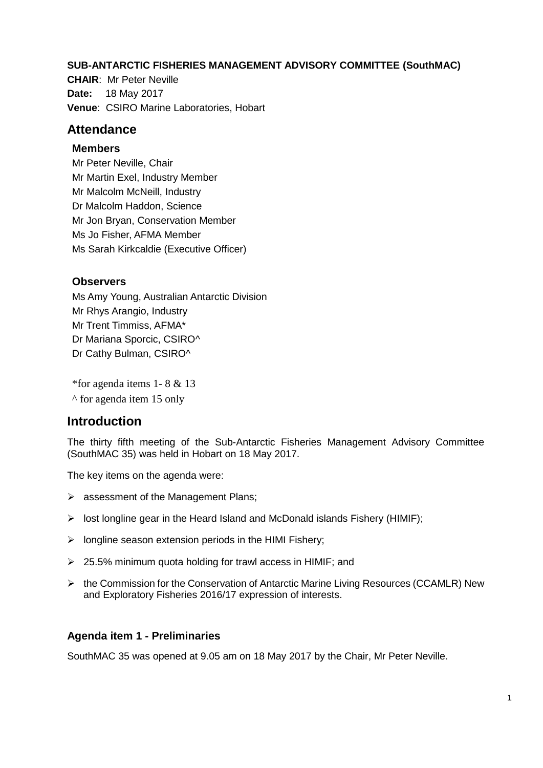**SUB-ANTARCTIC FISHERIES MANAGEMENT ADVISORY COMMITTEE (SouthMAC)**

**CHAIR**: Mr Peter Neville

**Date:** 18 May 2017

**Venue**: CSIRO Marine Laboratories, Hobart

## Attendance

### Members

Mr Peter Neville, Chair
Mr Martin Exel, Industry Member
Mr Malcolm McNeill, Industry
Dr Malcolm Haddon, Science
Mr Jon Bryan, Conservation Member
Ms Jo Fisher, AFMA Member
Ms Sarah Kirkcaldie (Executive Officer)

### Observers

Ms Amy Young, Australian Antarctic Division
Mr Rhys Arangio, Industry
Mr Trent Timmiss, AFMA*
Dr Mariana Sporcic, CSIRO^
Dr Cathy Bulman, CSIRO^

*for agenda items 1- 8 & 13
^ for agenda item 15 only

## Introduction

The thirty fifth meeting of the Sub-Antarctic Fisheries Management Advisory Committee (SouthMAC 35) was held in Hobart on 18 May 2017.

The key items on the agenda were:

- assessment of the Management Plans;
- lost longline gear in the Heard Island and McDonald islands Fishery (HIMIF);
- longline season extension periods in the HIMI Fishery;
- 25.5% minimum quota holding for trawl access in HIMIF; and
- the Commission for the Conservation of Antarctic Marine Living Resources (CCAMLR) New and Exploratory Fisheries 2016/17 expression of interests.

### Agenda item 1 - Preliminaries

SouthMAC 35 was opened at 9.05 am on 18 May 2017 by the Chair, Mr Peter Neville.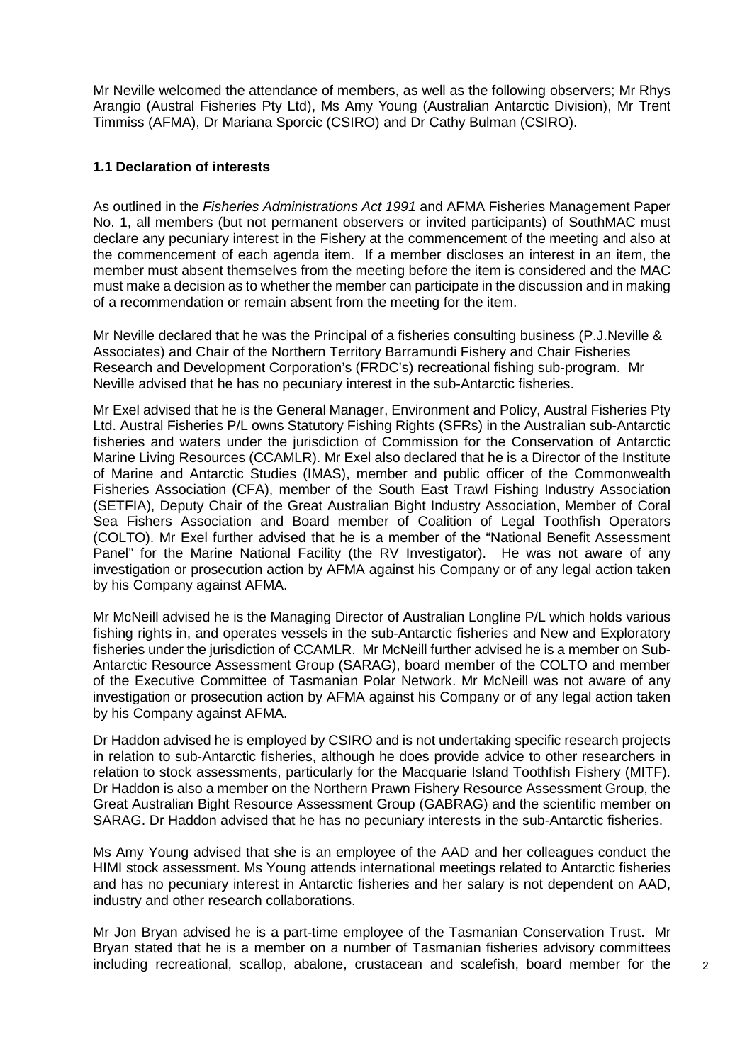Mr Neville welcomed the attendance of members, as well as the following observers; Mr Rhys Arangio (Austral Fisheries Pty Ltd), Ms Amy Young (Australian Antarctic Division), Mr Trent Timmiss (AFMA), Dr Mariana Sporcic (CSIRO) and Dr Cathy Bulman (CSIRO).

### 1.1 Declaration of interests

As outlined in the *Fisheries Administrations Act 1991* and AFMA Fisheries Management Paper No. 1, all members (but not permanent observers or invited participants) of SouthMAC must declare any pecuniary interest in the Fishery at the commencement of the meeting and also at the commencement of each agenda item. If a member discloses an interest in an item, the member must absent themselves from the meeting before the item is considered and the MAC must make a decision as to whether the member can participate in the discussion and in making of a recommendation or remain absent from the meeting for the item.

Mr Neville declared that he was the Principal of a fisheries consulting business (P.J.Neville & Associates) and Chair of the Northern Territory Barramundi Fishery and Chair Fisheries Research and Development Corporation's (FRDC's) recreational fishing sub-program. Mr Neville advised that he has no pecuniary interest in the sub-Antarctic fisheries.

Mr Exel advised that he is the General Manager, Environment and Policy, Austral Fisheries Pty Ltd. Austral Fisheries P/L owns Statutory Fishing Rights (SFRs) in the Australian sub-Antarctic fisheries and waters under the jurisdiction of Commission for the Conservation of Antarctic Marine Living Resources (CCAMLR). Mr Exel also declared that he is a Director of the Institute of Marine and Antarctic Studies (IMAS), member and public officer of the Commonwealth Fisheries Association (CFA), member of the South East Trawl Fishing Industry Association (SETFIA), Deputy Chair of the Great Australian Bight Industry Association, Member of Coral Sea Fishers Association and Board member of Coalition of Legal Toothfish Operators (COLTO). Mr Exel further advised that he is a member of the "National Benefit Assessment Panel" for the Marine National Facility (the RV Investigator). He was not aware of any investigation or prosecution action by AFMA against his Company or of any legal action taken by his Company against AFMA.

Mr McNeill advised he is the Managing Director of Australian Longline P/L which holds various fishing rights in, and operates vessels in the sub-Antarctic fisheries and New and Exploratory fisheries under the jurisdiction of CCAMLR. Mr McNeill further advised he is a member on Sub-Antarctic Resource Assessment Group (SARAG), board member of the COLTO and member of the Executive Committee of Tasmanian Polar Network. Mr McNeill was not aware of any investigation or prosecution action by AFMA against his Company or of any legal action taken by his Company against AFMA.

Dr Haddon advised he is employed by CSIRO and is not undertaking specific research projects in relation to sub-Antarctic fisheries, although he does provide advice to other researchers in relation to stock assessments, particularly for the Macquarie Island Toothfish Fishery (MITF). Dr Haddon is also a member on the Northern Prawn Fishery Resource Assessment Group, the Great Australian Bight Resource Assessment Group (GABRAG) and the scientific member on SARAG. Dr Haddon advised that he has no pecuniary interests in the sub-Antarctic fisheries.

Ms Amy Young advised that she is an employee of the AAD and her colleagues conduct the HIMI stock assessment. Ms Young attends international meetings related to Antarctic fisheries and has no pecuniary interest in Antarctic fisheries and her salary is not dependent on AAD, industry and other research collaborations.

Mr Jon Bryan advised he is a part-time employee of the Tasmanian Conservation Trust. Mr Bryan stated that he is a member on a number of Tasmanian fisheries advisory committees including recreational, scallop, abalone, crustacean and scalefish, board member for the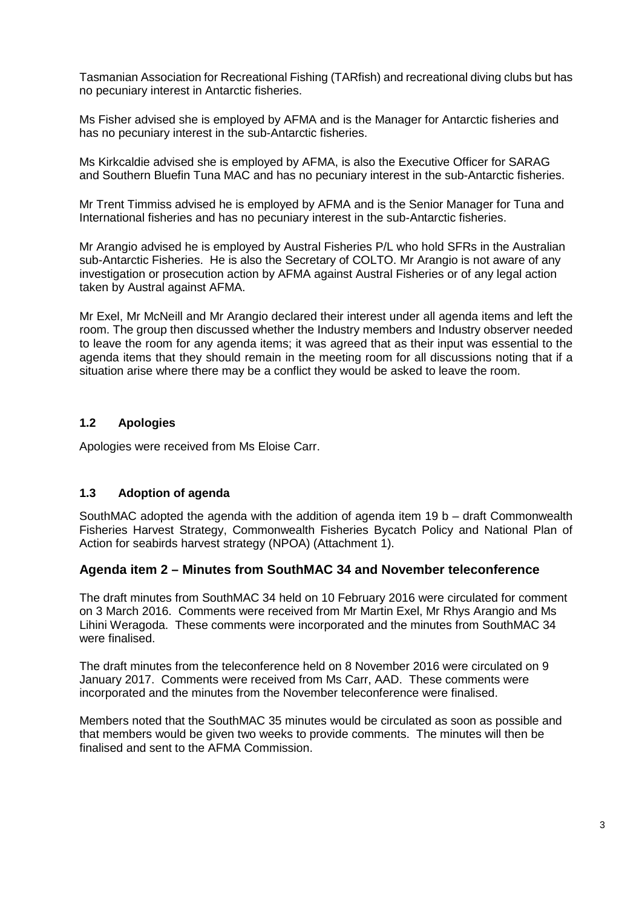Tasmanian Association for Recreational Fishing (TARfish) and recreational diving clubs but has no pecuniary interest in Antarctic fisheries.

Ms Fisher advised she is employed by AFMA and is the Manager for Antarctic fisheries and has no pecuniary interest in the sub-Antarctic fisheries.

Ms Kirkcaldie advised she is employed by AFMA, is also the Executive Officer for SARAG and Southern Bluefin Tuna MAC and has no pecuniary interest in the sub-Antarctic fisheries.

Mr Trent Timmiss advised he is employed by AFMA and is the Senior Manager for Tuna and International fisheries and has no pecuniary interest in the sub-Antarctic fisheries.

Mr Arangio advised he is employed by Austral Fisheries P/L who hold SFRs in the Australian sub-Antarctic Fisheries. He is also the Secretary of COLTO. Mr Arangio is not aware of any investigation or prosecution action by AFMA against Austral Fisheries or of any legal action taken by Austral against AFMA.

Mr Exel, Mr McNeill and Mr Arangio declared their interest under all agenda items and left the room. The group then discussed whether the Industry members and Industry observer needed to leave the room for any agenda items; it was agreed that as their input was essential to the agenda items that they should remain in the meeting room for all discussions noting that if a situation arise where there may be a conflict they would be asked to leave the room.

### 1.2 Apologies

Apologies were received from Ms Eloise Carr.

### 1.3 Adoption of agenda

SouthMAC adopted the agenda with the addition of agenda item 19 b – draft Commonwealth Fisheries Harvest Strategy, Commonwealth Fisheries Bycatch Policy and National Plan of Action for seabirds harvest strategy (NPOA) (Attachment 1).

## Agenda item 2 – Minutes from SouthMAC 34 and November teleconference

The draft minutes from SouthMAC 34 held on 10 February 2016 were circulated for comment on 3 March 2016. Comments were received from Mr Martin Exel, Mr Rhys Arangio and Ms Lihini Weragoda. These comments were incorporated and the minutes from SouthMAC 34 were finalised.

The draft minutes from the teleconference held on 8 November 2016 were circulated on 9 January 2017. Comments were received from Ms Carr, AAD. These comments were incorporated and the minutes from the November teleconference were finalised.

Members noted that the SouthMAC 35 minutes would be circulated as soon as possible and that members would be given two weeks to provide comments. The minutes will then be finalised and sent to the AFMA Commission.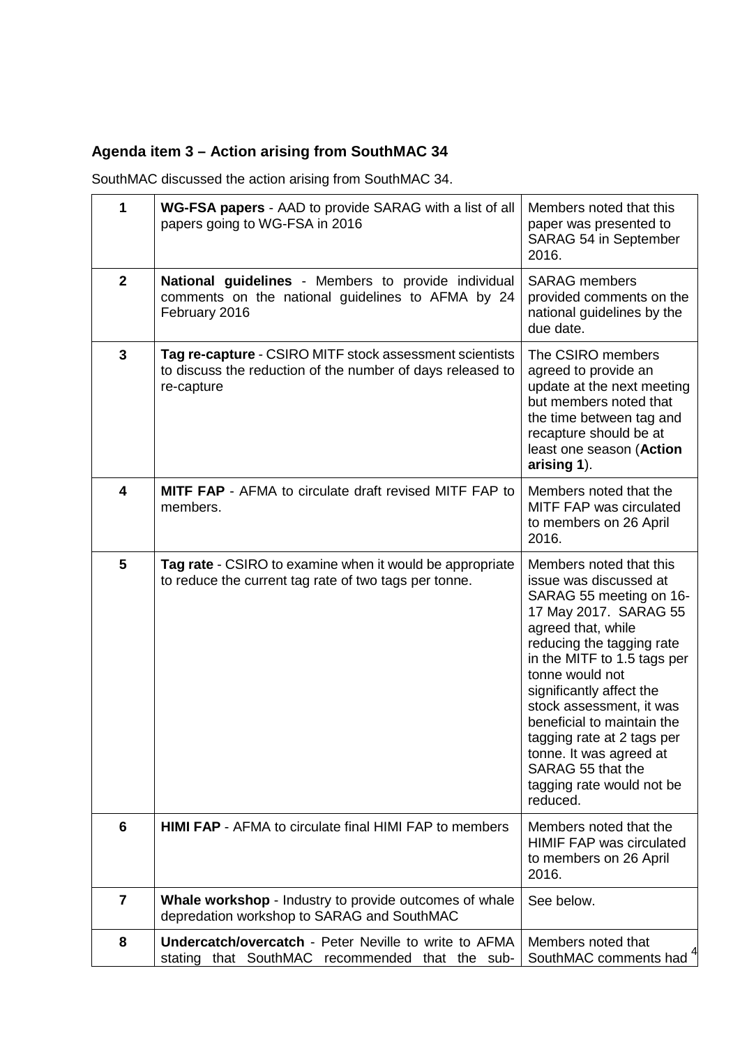## Agenda item 3 – Action arising from SouthMAC 34

SouthMAC discussed the action arising from SouthMAC 34.

| | | |
|---|---|---|
| **1** | **WG-FSA papers** - AAD to provide SARAG with a list of all papers going to WG-FSA in 2016 | Members noted that this paper was presented to SARAG 54 in September 2016. |
| **2** | **National guidelines** - Members to provide individual comments on the national guidelines to AFMA by 24 February 2016 | SARAG members provided comments on the national guidelines by the due date. |
| **3** | **Tag re-capture** - CSIRO MITF stock assessment scientists to discuss the reduction of the number of days released to re-capture | The CSIRO members agreed to provide an update at the next meeting but members noted that the time between tag and recapture should be at least one season (**Action arising 1**). |
| **4** | **MITF FAP** - AFMA to circulate draft revised MITF FAP to members. | Members noted that the MITF FAP was circulated to members on 26 April 2016. |
| **5** | **Tag rate** - CSIRO to examine when it would be appropriate to reduce the current tag rate of two tags per tonne. | Members noted that this issue was discussed at SARAG 55 meeting on 16-17 May 2017. SARAG 55 agreed that, while reducing the tagging rate in the MITF to 1.5 tags per tonne would not significantly affect the stock assessment, it was beneficial to maintain the tagging rate at 2 tags per tonne. It was agreed at SARAG 55 that the tagging rate would not be reduced. |
| **6** | **HIMI FAP** - AFMA to circulate final HIMI FAP to members | Members noted that the HIMIF FAP was circulated to members on 26 April 2016. |
| **7** | **Whale workshop** - Industry to provide outcomes of whale depredation workshop to SARAG and SouthMAC | See below. |
| **8** | **Undercatch/overcatch** - Peter Neville to write to AFMA stating that SouthMAC recommended that the sub- | Members noted that SouthMAC comments had |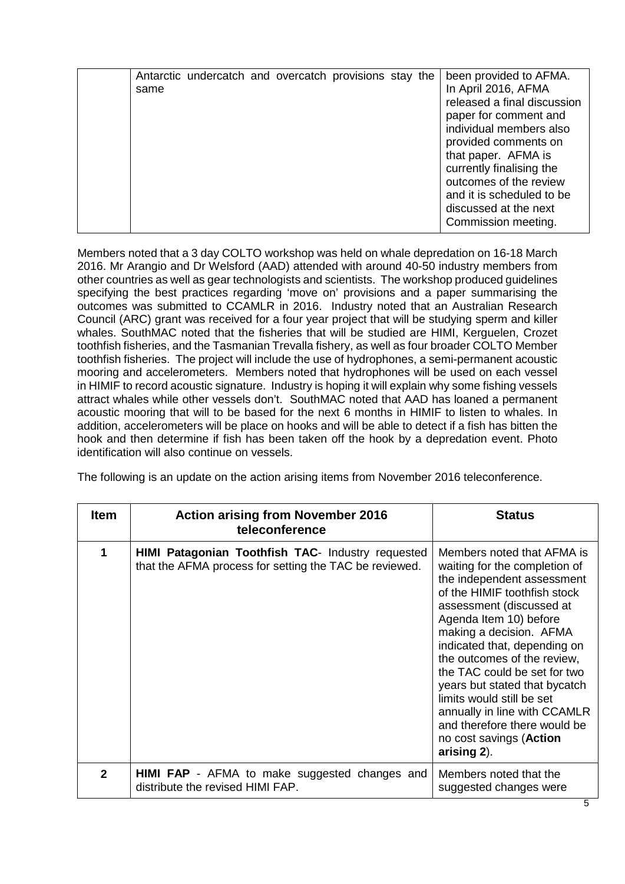|  | Antarctic undercatch and overcatch provisions stay the same | been provided to AFMA. In April 2016, AFMA released a final discussion paper for comment and individual members also provided comments on that paper. AFMA is currently finalising the outcomes of the review and it is scheduled to be discussed at the next Commission meeting. |
|---|---|---|

Members noted that a 3 day COLTO workshop was held on whale depredation on 16-18 March 2016. Mr Arangio and Dr Welsford (AAD) attended with around 40-50 industry members from other countries as well as gear technologists and scientists. The workshop produced guidelines specifying the best practices regarding 'move on' provisions and a paper summarising the outcomes was submitted to CCAMLR in 2016. Industry noted that an Australian Research Council (ARC) grant was received for a four year project that will be studying sperm and killer whales. SouthMAC noted that the fisheries that will be studied are HIMI, Kerguelen, Crozet toothfish fisheries, and the Tasmanian Trevalla fishery, as well as four broader COLTO Member toothfish fisheries. The project will include the use of hydrophones, a semi-permanent acoustic mooring and accelerometers. Members noted that hydrophones will be used on each vessel in HIMIF to record acoustic signature. Industry is hoping it will explain why some fishing vessels attract whales while other vessels don't. SouthMAC noted that AAD has loaned a permanent acoustic mooring that will to be based for the next 6 months in HIMIF to listen to whales. In addition, accelerometers will be place on hooks and will be able to detect if a fish has bitten the hook and then determine if fish has been taken off the hook by a depredation event. Photo identification will also continue on vessels.

The following is an update on the action arising items from November 2016 teleconference.

| Item | Action arising from November 2016 teleconference | Status |
|---|---|---|
| 1 | **HIMI Patagonian Toothfish TAC**- Industry requested that the AFMA process for setting the TAC be reviewed. | Members noted that AFMA is waiting for the completion of the independent assessment of the HIMIF toothfish stock assessment (discussed at Agenda Item 10) before making a decision. AFMA indicated that, depending on the outcomes of the review, the TAC could be set for two years but stated that bycatch limits would still be set annually in line with CCAMLR and therefore there would be no cost savings (**Action arising 2**). |
| 2 | **HIMI FAP** - AFMA to make suggested changes and distribute the revised HIMI FAP. | Members noted that the suggested changes were |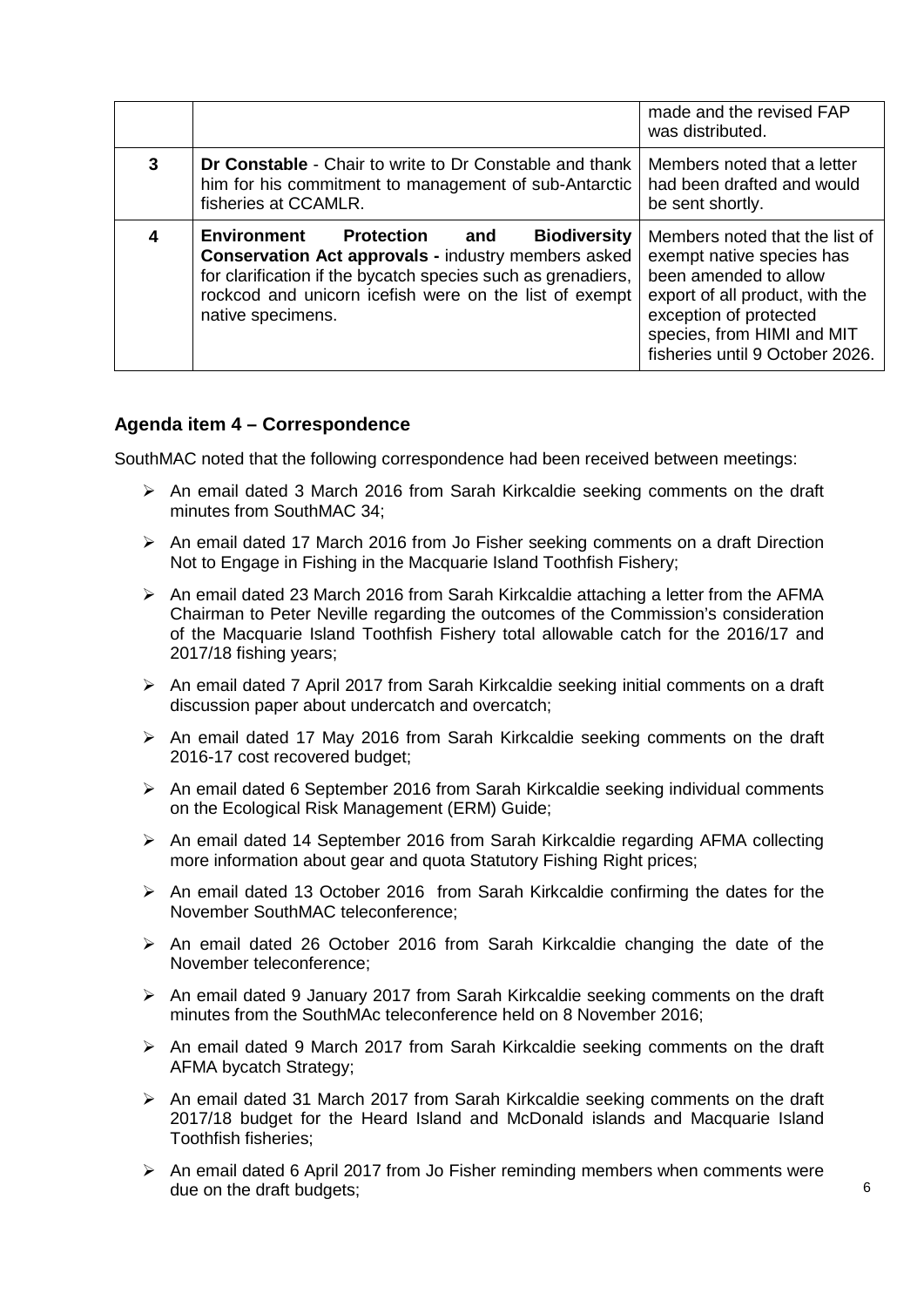| | | |
|---|---|---|
| | | made and the revised FAP was distributed. |
| 3 | **Dr Constable** - Chair to write to Dr Constable and thank him for his commitment to management of sub-Antarctic fisheries at CCAMLR. | Members noted that a letter had been drafted and would be sent shortly. |
| 4 | **Environment Protection and Biodiversity Conservation Act approvals -** industry members asked for clarification if the bycatch species such as grenadiers, rockcod and unicorn icefish were on the list of exempt native specimens. | Members noted that the list of exempt native species has been amended to allow export of all product, with the exception of protected species, from HIMI and MIT fisheries until 9 October 2026. |

### Agenda item 4 – Correspondence

SouthMAC noted that the following correspondence had been received between meetings:

- An email dated 3 March 2016 from Sarah Kirkcaldie seeking comments on the draft minutes from SouthMAC 34;
- An email dated 17 March 2016 from Jo Fisher seeking comments on a draft Direction Not to Engage in Fishing in the Macquarie Island Toothfish Fishery;
- An email dated 23 March 2016 from Sarah Kirkcaldie attaching a letter from the AFMA Chairman to Peter Neville regarding the outcomes of the Commission's consideration of the Macquarie Island Toothfish Fishery total allowable catch for the 2016/17 and 2017/18 fishing years;
- An email dated 7 April 2017 from Sarah Kirkcaldie seeking initial comments on a draft discussion paper about undercatch and overcatch;
- An email dated 17 May 2016 from Sarah Kirkcaldie seeking comments on the draft 2016-17 cost recovered budget;
- An email dated 6 September 2016 from Sarah Kirkcaldie seeking individual comments on the Ecological Risk Management (ERM) Guide;
- An email dated 14 September 2016 from Sarah Kirkcaldie regarding AFMA collecting more information about gear and quota Statutory Fishing Right prices;
- An email dated 13 October 2016 from Sarah Kirkcaldie confirming the dates for the November SouthMAC teleconference;
- An email dated 26 October 2016 from Sarah Kirkcaldie changing the date of the November teleconference;
- An email dated 9 January 2017 from Sarah Kirkcaldie seeking comments on the draft minutes from the SouthMAc teleconference held on 8 November 2016;
- An email dated 9 March 2017 from Sarah Kirkcaldie seeking comments on the draft AFMA bycatch Strategy;
- An email dated 31 March 2017 from Sarah Kirkcaldie seeking comments on the draft 2017/18 budget for the Heard Island and McDonald islands and Macquarie Island Toothfish fisheries;
- An email dated 6 April 2017 from Jo Fisher reminding members when comments were due on the draft budgets;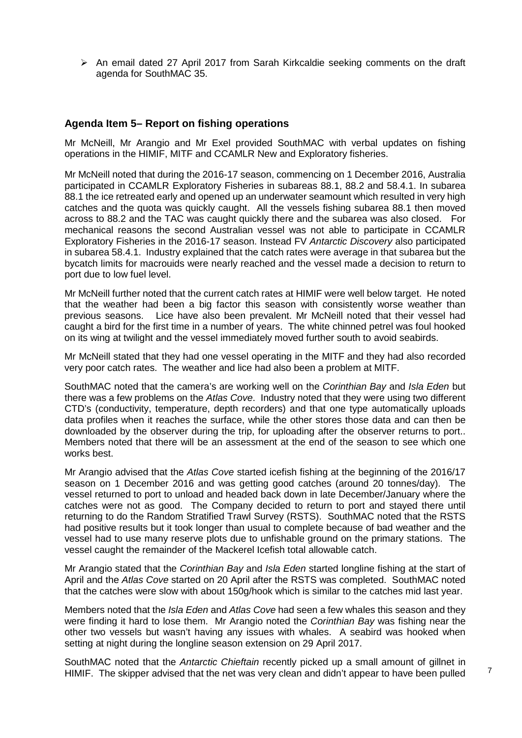- An email dated 27 April 2017 from Sarah Kirkcaldie seeking comments on the draft agenda for SouthMAC 35.

## Agenda Item 5– Report on fishing operations

Mr McNeill, Mr Arangio and Mr Exel provided SouthMAC with verbal updates on fishing operations in the HIMIF, MITF and CCAMLR New and Exploratory fisheries.

Mr McNeill noted that during the 2016-17 season, commencing on 1 December 2016, Australia participated in CCAMLR Exploratory Fisheries in subareas 88.1, 88.2 and 58.4.1. In subarea 88.1 the ice retreated early and opened up an underwater seamount which resulted in very high catches and the quota was quickly caught. All the vessels fishing subarea 88.1 then moved across to 88.2 and the TAC was caught quickly there and the subarea was also closed. For mechanical reasons the second Australian vessel was not able to participate in CCAMLR Exploratory Fisheries in the 2016-17 season. Instead FV *Antarctic Discovery* also participated in subarea 58.4.1. Industry explained that the catch rates were average in that subarea but the bycatch limits for macrouids were nearly reached and the vessel made a decision to return to port due to low fuel level.

Mr McNeill further noted that the current catch rates at HIMIF were well below target. He noted that the weather had been a big factor this season with consistently worse weather than previous seasons. Lice have also been prevalent. Mr McNeill noted that their vessel had caught a bird for the first time in a number of years. The white chinned petrel was foul hooked on its wing at twilight and the vessel immediately moved further south to avoid seabirds.

Mr McNeill stated that they had one vessel operating in the MITF and they had also recorded very poor catch rates. The weather and lice had also been a problem at MITF.

SouthMAC noted that the camera's are working well on the *Corinthian Bay* and *Isla Eden* but there was a few problems on the *Atlas Cove*. Industry noted that they were using two different CTD's (conductivity, temperature, depth recorders) and that one type automatically uploads data profiles when it reaches the surface, while the other stores those data and can then be downloaded by the observer during the trip, for uploading after the observer returns to port.. Members noted that there will be an assessment at the end of the season to see which one works best.

Mr Arangio advised that the *Atlas Cove* started icefish fishing at the beginning of the 2016/17 season on 1 December 2016 and was getting good catches (around 20 tonnes/day). The vessel returned to port to unload and headed back down in late December/January where the catches were not as good. The Company decided to return to port and stayed there until returning to do the Random Stratified Trawl Survey (RSTS). SouthMAC noted that the RSTS had positive results but it took longer than usual to complete because of bad weather and the vessel had to use many reserve plots due to unfishable ground on the primary stations. The vessel caught the remainder of the Mackerel Icefish total allowable catch.

Mr Arangio stated that the *Corinthian Bay* and *Isla Eden* started longline fishing at the start of April and the *Atlas Cove* started on 20 April after the RSTS was completed. SouthMAC noted that the catches were slow with about 150g/hook which is similar to the catches mid last year.

Members noted that the *Isla Eden* and *Atlas Cove* had seen a few whales this season and they were finding it hard to lose them. Mr Arangio noted the *Corinthian Bay* was fishing near the other two vessels but wasn't having any issues with whales. A seabird was hooked when setting at night during the longline season extension on 29 April 2017.

SouthMAC noted that the *Antarctic Chieftain* recently picked up a small amount of gillnet in HIMIF. The skipper advised that the net was very clean and didn't appear to have been pulled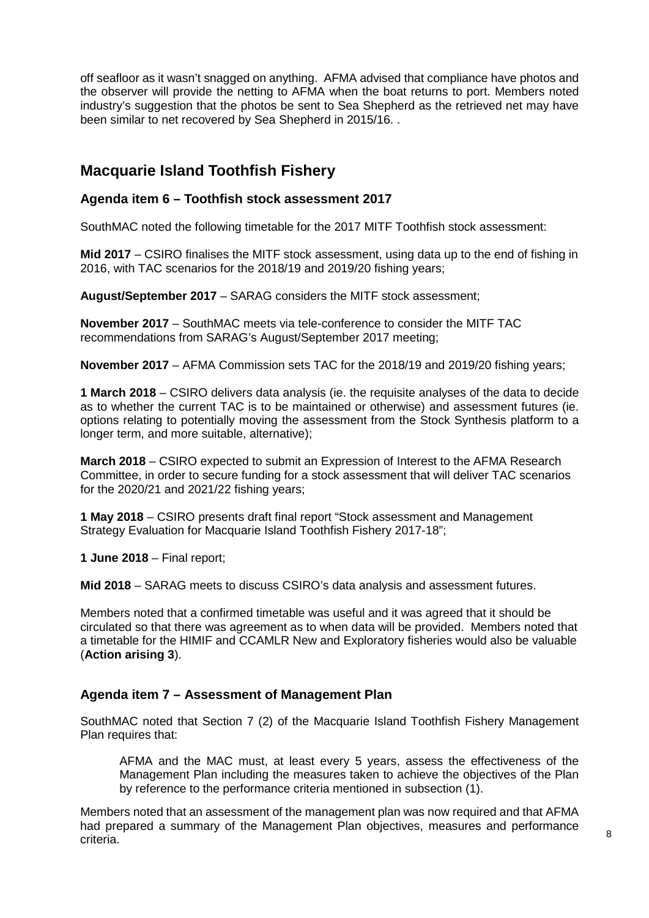off seafloor as it wasn't snagged on anything. AFMA advised that compliance have photos and the observer will provide the netting to AFMA when the boat returns to port. Members noted industry's suggestion that the photos be sent to Sea Shepherd as the retrieved net may have been similar to net recovered by Sea Shepherd in 2015/16. .

## Macquarie Island Toothfish Fishery

### Agenda item 6 – Toothfish stock assessment 2017

SouthMAC noted the following timetable for the 2017 MITF Toothfish stock assessment:

**Mid 2017** – CSIRO finalises the MITF stock assessment, using data up to the end of fishing in 2016, with TAC scenarios for the 2018/19 and 2019/20 fishing years;

**August/September 2017** – SARAG considers the MITF stock assessment;

**November 2017** – SouthMAC meets via tele-conference to consider the MITF TAC recommendations from SARAG's August/September 2017 meeting;

**November 2017** – AFMA Commission sets TAC for the 2018/19 and 2019/20 fishing years;

**1 March 2018** – CSIRO delivers data analysis (ie. the requisite analyses of the data to decide as to whether the current TAC is to be maintained or otherwise) and assessment futures (ie. options relating to potentially moving the assessment from the Stock Synthesis platform to a longer term, and more suitable, alternative);

**March 2018** – CSIRO expected to submit an Expression of Interest to the AFMA Research Committee, in order to secure funding for a stock assessment that will deliver TAC scenarios for the 2020/21 and 2021/22 fishing years;

**1 May 2018** – CSIRO presents draft final report "Stock assessment and Management Strategy Evaluation for Macquarie Island Toothfish Fishery 2017-18";

**1 June 2018** – Final report;

**Mid 2018** – SARAG meets to discuss CSIRO's data analysis and assessment futures.

Members noted that a confirmed timetable was useful and it was agreed that it should be circulated so that there was agreement as to when data will be provided. Members noted that a timetable for the HIMIF and CCAMLR New and Exploratory fisheries would also be valuable (**Action arising 3**).

### Agenda item 7 – Assessment of Management Plan

SouthMAC noted that Section 7 (2) of the Macquarie Island Toothfish Fishery Management Plan requires that:

> AFMA and the MAC must, at least every 5 years, assess the effectiveness of the Management Plan including the measures taken to achieve the objectives of the Plan by reference to the performance criteria mentioned in subsection (1).

Members noted that an assessment of the management plan was now required and that AFMA had prepared a summary of the Management Plan objectives, measures and performance criteria.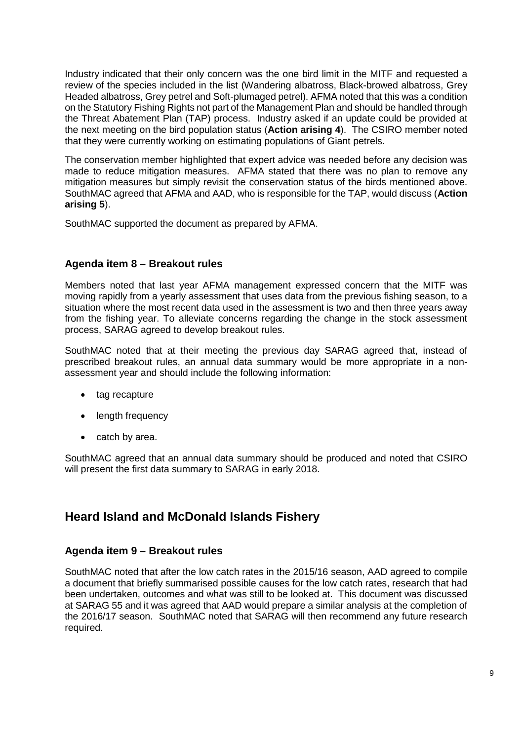Industry indicated that their only concern was the one bird limit in the MITF and requested a review of the species included in the list (Wandering albatross, Black-browed albatross, Grey Headed albatross, Grey petrel and Soft-plumaged petrel). AFMA noted that this was a condition on the Statutory Fishing Rights not part of the Management Plan and should be handled through the Threat Abatement Plan (TAP) process. Industry asked if an update could be provided at the next meeting on the bird population status (**Action arising 4**). The CSIRO member noted that they were currently working on estimating populations of Giant petrels.

The conservation member highlighted that expert advice was needed before any decision was made to reduce mitigation measures. AFMA stated that there was no plan to remove any mitigation measures but simply revisit the conservation status of the birds mentioned above. SouthMAC agreed that AFMA and AAD, who is responsible for the TAP, would discuss (**Action arising 5**).

SouthMAC supported the document as prepared by AFMA.

### Agenda item 8 – Breakout rules

Members noted that last year AFMA management expressed concern that the MITF was moving rapidly from a yearly assessment that uses data from the previous fishing season, to a situation where the most recent data used in the assessment is two and then three years away from the fishing year. To alleviate concerns regarding the change in the stock assessment process, SARAG agreed to develop breakout rules.

SouthMAC noted that at their meeting the previous day SARAG agreed that, instead of prescribed breakout rules, an annual data summary would be more appropriate in a non-assessment year and should include the following information:

- tag recapture
- length frequency
- catch by area.

SouthMAC agreed that an annual data summary should be produced and noted that CSIRO will present the first data summary to SARAG in early 2018.

## Heard Island and McDonald Islands Fishery

### Agenda item 9 – Breakout rules

SouthMAC noted that after the low catch rates in the 2015/16 season, AAD agreed to compile a document that briefly summarised possible causes for the low catch rates, research that had been undertaken, outcomes and what was still to be looked at. This document was discussed at SARAG 55 and it was agreed that AAD would prepare a similar analysis at the completion of the 2016/17 season. SouthMAC noted that SARAG will then recommend any future research required.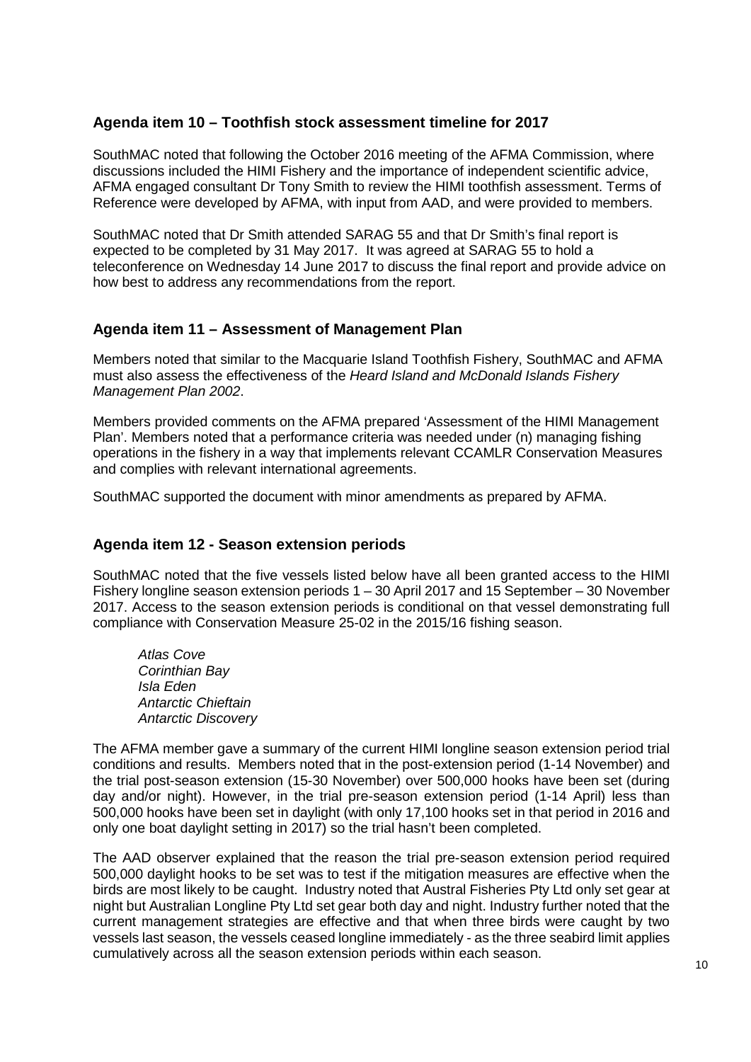## Agenda item 10 – Toothfish stock assessment timeline for 2017

SouthMAC noted that following the October 2016 meeting of the AFMA Commission, where discussions included the HIMI Fishery and the importance of independent scientific advice, AFMA engaged consultant Dr Tony Smith to review the HIMI toothfish assessment. Terms of Reference were developed by AFMA, with input from AAD, and were provided to members.

SouthMAC noted that Dr Smith attended SARAG 55 and that Dr Smith's final report is expected to be completed by 31 May 2017. It was agreed at SARAG 55 to hold a teleconference on Wednesday 14 June 2017 to discuss the final report and provide advice on how best to address any recommendations from the report.

## Agenda item 11 – Assessment of Management Plan

Members noted that similar to the Macquarie Island Toothfish Fishery, SouthMAC and AFMA must also assess the effectiveness of the *Heard Island and McDonald Islands Fishery Management Plan 2002*.

Members provided comments on the AFMA prepared 'Assessment of the HIMI Management Plan'. Members noted that a performance criteria was needed under (n) managing fishing operations in the fishery in a way that implements relevant CCAMLR Conservation Measures and complies with relevant international agreements.

SouthMAC supported the document with minor amendments as prepared by AFMA.

## Agenda item 12 - Season extension periods

SouthMAC noted that the five vessels listed below have all been granted access to the HIMI Fishery longline season extension periods 1 – 30 April 2017 and 15 September – 30 November 2017. Access to the season extension periods is conditional on that vessel demonstrating full compliance with Conservation Measure 25-02 in the 2015/16 fishing season.

*Atlas Cove*
*Corinthian Bay*
*Isla Eden*
*Antarctic Chieftain*
*Antarctic Discovery*

The AFMA member gave a summary of the current HIMI longline season extension period trial conditions and results. Members noted that in the post-extension period (1-14 November) and the trial post-season extension (15-30 November) over 500,000 hooks have been set (during day and/or night). However, in the trial pre-season extension period (1-14 April) less than 500,000 hooks have been set in daylight (with only 17,100 hooks set in that period in 2016 and only one boat daylight setting in 2017) so the trial hasn't been completed.

The AAD observer explained that the reason the trial pre-season extension period required 500,000 daylight hooks to be set was to test if the mitigation measures are effective when the birds are most likely to be caught. Industry noted that Austral Fisheries Pty Ltd only set gear at night but Australian Longline Pty Ltd set gear both day and night. Industry further noted that the current management strategies are effective and that when three birds were caught by two vessels last season, the vessels ceased longline immediately - as the three seabird limit applies cumulatively across all the season extension periods within each season.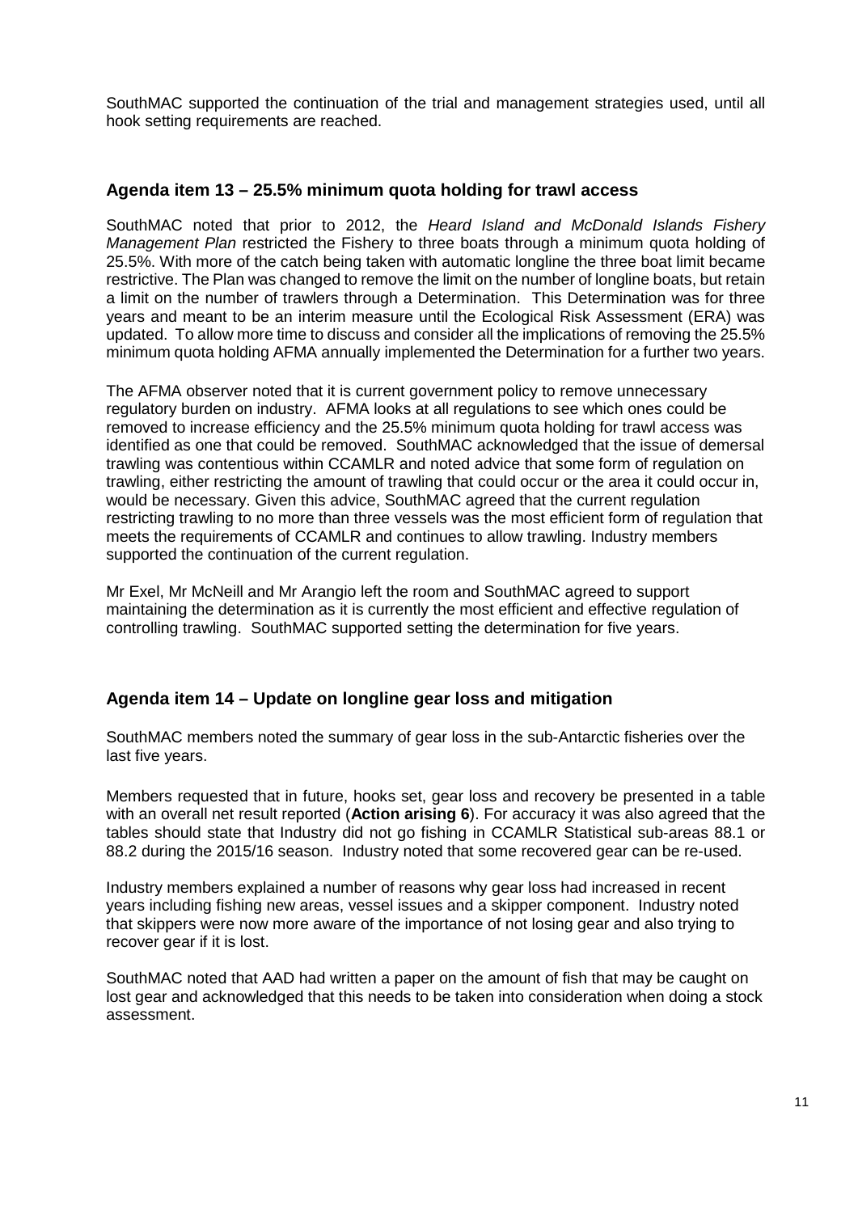SouthMAC supported the continuation of the trial and management strategies used, until all hook setting requirements are reached.

## Agenda item 13 – 25.5% minimum quota holding for trawl access

SouthMAC noted that prior to 2012, the *Heard Island and McDonald Islands Fishery Management Plan* restricted the Fishery to three boats through a minimum quota holding of 25.5%. With more of the catch being taken with automatic longline the three boat limit became restrictive. The Plan was changed to remove the limit on the number of longline boats, but retain a limit on the number of trawlers through a Determination. This Determination was for three years and meant to be an interim measure until the Ecological Risk Assessment (ERA) was updated. To allow more time to discuss and consider all the implications of removing the 25.5% minimum quota holding AFMA annually implemented the Determination for a further two years.

The AFMA observer noted that it is current government policy to remove unnecessary regulatory burden on industry. AFMA looks at all regulations to see which ones could be removed to increase efficiency and the 25.5% minimum quota holding for trawl access was identified as one that could be removed. SouthMAC acknowledged that the issue of demersal trawling was contentious within CCAMLR and noted advice that some form of regulation on trawling, either restricting the amount of trawling that could occur or the area it could occur in, would be necessary. Given this advice, SouthMAC agreed that the current regulation restricting trawling to no more than three vessels was the most efficient form of regulation that meets the requirements of CCAMLR and continues to allow trawling. Industry members supported the continuation of the current regulation.

Mr Exel, Mr McNeill and Mr Arangio left the room and SouthMAC agreed to support maintaining the determination as it is currently the most efficient and effective regulation of controlling trawling. SouthMAC supported setting the determination for five years.

## Agenda item 14 – Update on longline gear loss and mitigation

SouthMAC members noted the summary of gear loss in the sub-Antarctic fisheries over the last five years.

Members requested that in future, hooks set, gear loss and recovery be presented in a table with an overall net result reported (**Action arising 6**). For accuracy it was also agreed that the tables should state that Industry did not go fishing in CCAMLR Statistical sub-areas 88.1 or 88.2 during the 2015/16 season. Industry noted that some recovered gear can be re-used.

Industry members explained a number of reasons why gear loss had increased in recent years including fishing new areas, vessel issues and a skipper component. Industry noted that skippers were now more aware of the importance of not losing gear and also trying to recover gear if it is lost.

SouthMAC noted that AAD had written a paper on the amount of fish that may be caught on lost gear and acknowledged that this needs to be taken into consideration when doing a stock assessment.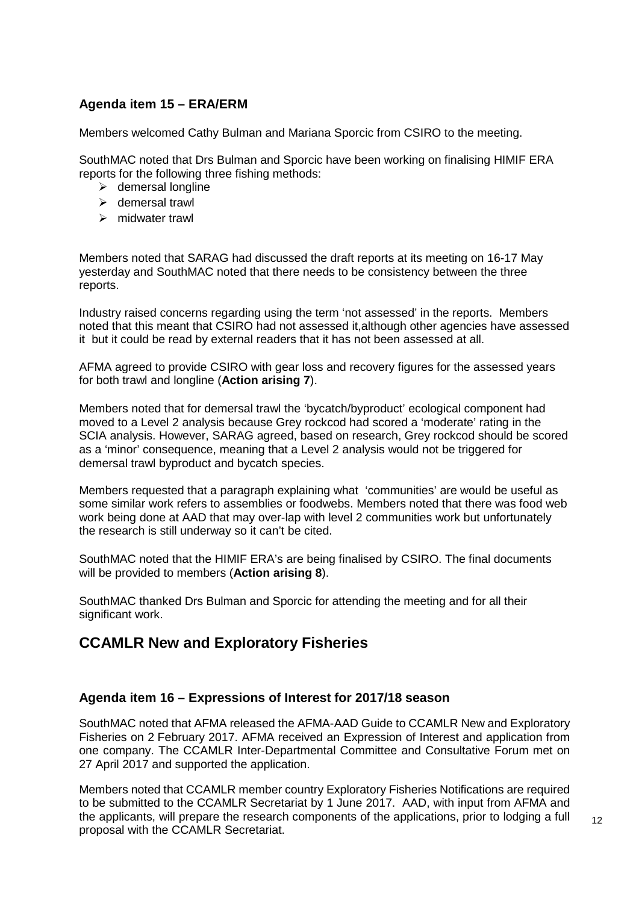### Agenda item 15 – ERA/ERM

Members welcomed Cathy Bulman and Mariana Sporcic from CSIRO to the meeting.

SouthMAC noted that Drs Bulman and Sporcic have been working on finalising HIMIF ERA reports for the following three fishing methods:

- demersal longline
- demersal trawl
- midwater trawl

Members noted that SARAG had discussed the draft reports at its meeting on 16-17 May yesterday and SouthMAC noted that there needs to be consistency between the three reports.

Industry raised concerns regarding using the term 'not assessed' in the reports. Members noted that this meant that CSIRO had not assessed it,although other agencies have assessed it but it could be read by external readers that it has not been assessed at all.

AFMA agreed to provide CSIRO with gear loss and recovery figures for the assessed years for both trawl and longline (**Action arising 7**).

Members noted that for demersal trawl the 'bycatch/byproduct' ecological component had moved to a Level 2 analysis because Grey rockcod had scored a 'moderate' rating in the SCIA analysis. However, SARAG agreed, based on research, Grey rockcod should be scored as a 'minor' consequence, meaning that a Level 2 analysis would not be triggered for demersal trawl byproduct and bycatch species.

Members requested that a paragraph explaining what 'communities' are would be useful as some similar work refers to assemblies or foodwebs. Members noted that there was food web work being done at AAD that may over-lap with level 2 communities work but unfortunately the research is still underway so it can't be cited.

SouthMAC noted that the HIMIF ERA's are being finalised by CSIRO. The final documents will be provided to members (**Action arising 8**).

SouthMAC thanked Drs Bulman and Sporcic for attending the meeting and for all their significant work.

## CCAMLR New and Exploratory Fisheries

### Agenda item 16 – Expressions of Interest for 2017/18 season

SouthMAC noted that AFMA released the AFMA-AAD Guide to CCAMLR New and Exploratory Fisheries on 2 February 2017. AFMA received an Expression of Interest and application from one company. The CCAMLR Inter-Departmental Committee and Consultative Forum met on 27 April 2017 and supported the application.

Members noted that CCAMLR member country Exploratory Fisheries Notifications are required to be submitted to the CCAMLR Secretariat by 1 June 2017. AAD, with input from AFMA and the applicants, will prepare the research components of the applications, prior to lodging a full proposal with the CCAMLR Secretariat.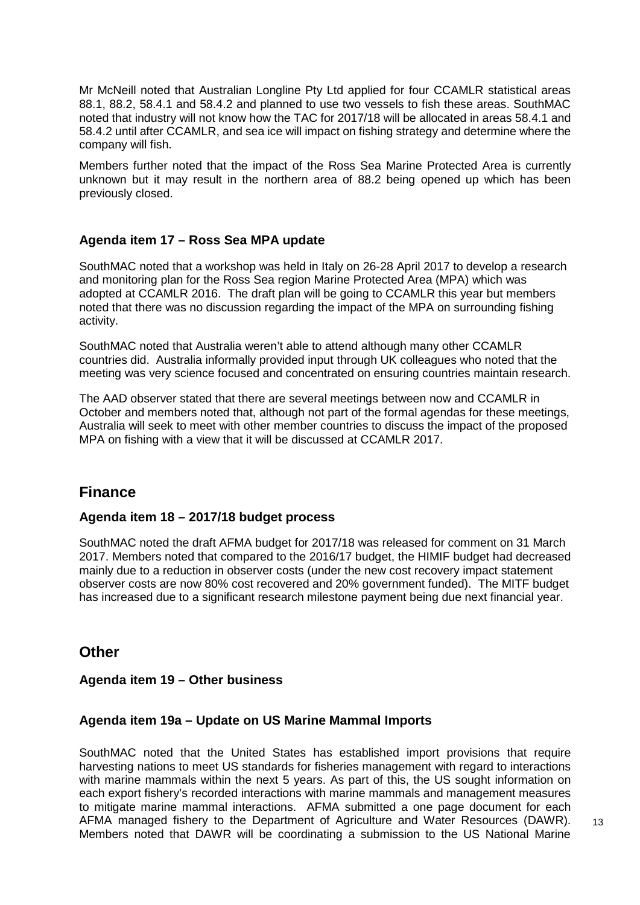Mr McNeill noted that Australian Longline Pty Ltd applied for four CCAMLR statistical areas 88.1, 88.2, 58.4.1 and 58.4.2 and planned to use two vessels to fish these areas. SouthMAC noted that industry will not know how the TAC for 2017/18 will be allocated in areas 58.4.1 and 58.4.2 until after CCAMLR, and sea ice will impact on fishing strategy and determine where the company will fish.

Members further noted that the impact of the Ross Sea Marine Protected Area is currently unknown but it may result in the northern area of 88.2 being opened up which has been previously closed.

### Agenda item 17 – Ross Sea MPA update

SouthMAC noted that a workshop was held in Italy on 26-28 April 2017 to develop a research and monitoring plan for the Ross Sea region Marine Protected Area (MPA) which was adopted at CCAMLR 2016. The draft plan will be going to CCAMLR this year but members noted that there was no discussion regarding the impact of the MPA on surrounding fishing activity.

SouthMAC noted that Australia weren't able to attend although many other CCAMLR countries did. Australia informally provided input through UK colleagues who noted that the meeting was very science focused and concentrated on ensuring countries maintain research.

The AAD observer stated that there are several meetings between now and CCAMLR in October and members noted that, although not part of the formal agendas for these meetings, Australia will seek to meet with other member countries to discuss the impact of the proposed MPA on fishing with a view that it will be discussed at CCAMLR 2017.

## Finance

### Agenda item 18 – 2017/18 budget process

SouthMAC noted the draft AFMA budget for 2017/18 was released for comment on 31 March 2017. Members noted that compared to the 2016/17 budget, the HIMIF budget had decreased mainly due to a reduction in observer costs (under the new cost recovery impact statement observer costs are now 80% cost recovered and 20% government funded). The MITF budget has increased due to a significant research milestone payment being due next financial year.

## Other

### Agenda item 19 – Other business

### Agenda item 19a – Update on US Marine Mammal Imports

SouthMAC noted that the United States has established import provisions that require harvesting nations to meet US standards for fisheries management with regard to interactions with marine mammals within the next 5 years. As part of this, the US sought information on each export fishery's recorded interactions with marine mammals and management measures to mitigate marine mammal interactions. AFMA submitted a one page document for each AFMA managed fishery to the Department of Agriculture and Water Resources (DAWR). Members noted that DAWR will be coordinating a submission to the US National Marine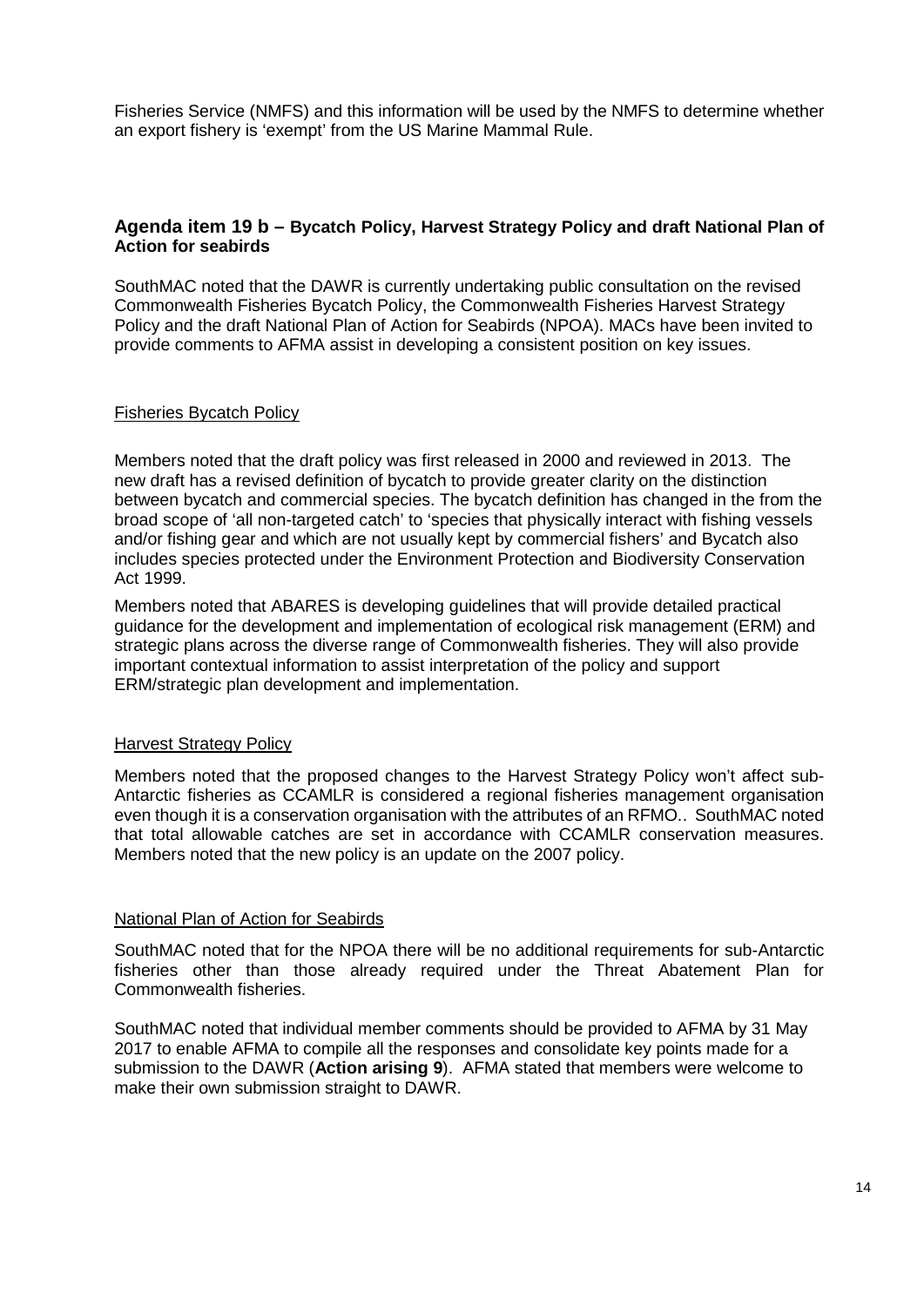Fisheries Service (NMFS) and this information will be used by the NMFS to determine whether an export fishery is 'exempt' from the US Marine Mammal Rule.

### Agenda item 19 b – Bycatch Policy, Harvest Strategy Policy and draft National Plan of Action for seabirds

SouthMAC noted that the DAWR is currently undertaking public consultation on the revised Commonwealth Fisheries Bycatch Policy, the Commonwealth Fisheries Harvest Strategy Policy and the draft National Plan of Action for Seabirds (NPOA). MACs have been invited to provide comments to AFMA assist in developing a consistent position on key issues.

Fisheries Bycatch Policy

Members noted that the draft policy was first released in 2000 and reviewed in 2013. The new draft has a revised definition of bycatch to provide greater clarity on the distinction between bycatch and commercial species. The bycatch definition has changed in the from the broad scope of 'all non-targeted catch' to 'species that physically interact with fishing vessels and/or fishing gear and which are not usually kept by commercial fishers' and Bycatch also includes species protected under the Environment Protection and Biodiversity Conservation Act 1999.

Members noted that ABARES is developing guidelines that will provide detailed practical guidance for the development and implementation of ecological risk management (ERM) and strategic plans across the diverse range of Commonwealth fisheries. They will also provide important contextual information to assist interpretation of the policy and support ERM/strategic plan development and implementation.

Harvest Strategy Policy

Members noted that the proposed changes to the Harvest Strategy Policy won't affect sub-Antarctic fisheries as CCAMLR is considered a regional fisheries management organisation even though it is a conservation organisation with the attributes of an RFMO.. SouthMAC noted that total allowable catches are set in accordance with CCAMLR conservation measures. Members noted that the new policy is an update on the 2007 policy.

National Plan of Action for Seabirds

SouthMAC noted that for the NPOA there will be no additional requirements for sub-Antarctic fisheries other than those already required under the Threat Abatement Plan for Commonwealth fisheries.

SouthMAC noted that individual member comments should be provided to AFMA by 31 May 2017 to enable AFMA to compile all the responses and consolidate key points made for a submission to the DAWR (**Action arising 9**). AFMA stated that members were welcome to make their own submission straight to DAWR.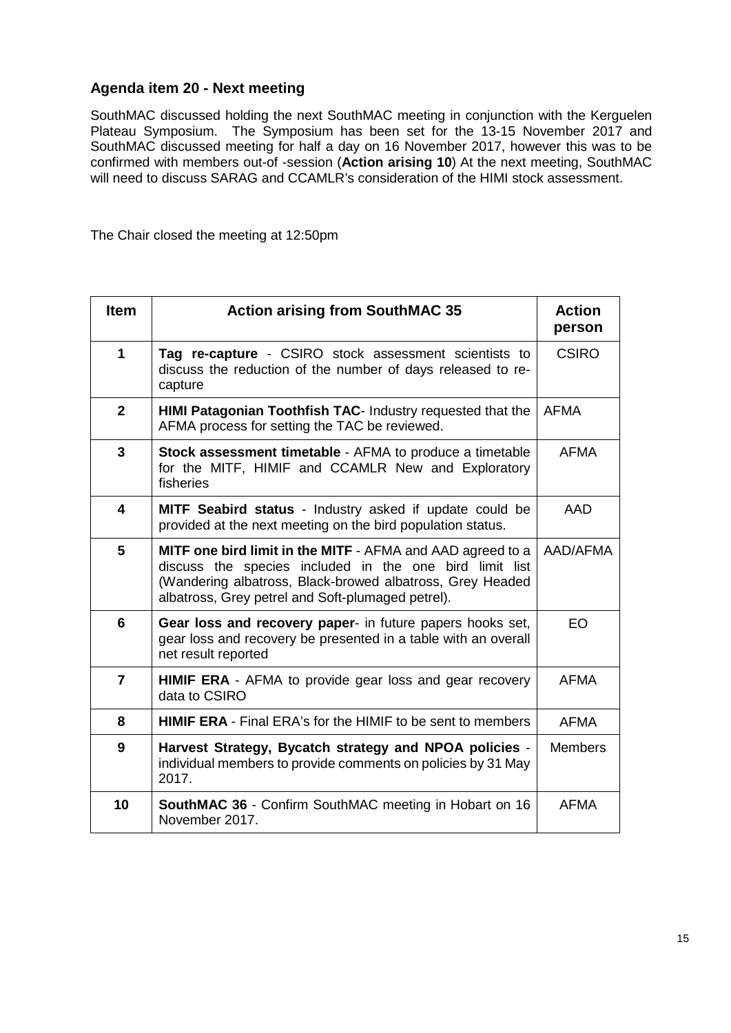### Agenda item 20 - Next meeting

SouthMAC discussed holding the next SouthMAC meeting in conjunction with the Kerguelen Plateau Symposium. The Symposium has been set for the 13-15 November 2017 and SouthMAC discussed meeting for half a day on 16 November 2017, however this was to be confirmed with members out-of -session (**Action arising 10**) At the next meeting, SouthMAC will need to discuss SARAG and CCAMLR's consideration of the HIMI stock assessment.

The Chair closed the meeting at 12:50pm

| Item | Action arising from SouthMAC 35 | Action person |
|---|---|---|
| 1 | **Tag re-capture** - CSIRO stock assessment scientists to discuss the reduction of the number of days released to re-capture | CSIRO |
| 2 | **HIMI Patagonian Toothfish TAC**- Industry requested that the AFMA process for setting the TAC be reviewed. | AFMA |
| 3 | **Stock assessment timetable** - AFMA to produce a timetable for the MITF, HIMIF and CCAMLR New and Exploratory fisheries | AFMA |
| 4 | **MITF Seabird status** - Industry asked if update could be provided at the next meeting on the bird population status. | AAD |
| 5 | **MITF one bird limit in the MITF** - AFMA and AAD agreed to a discuss the species included in the one bird limit list (Wandering albatross, Black-browed albatross, Grey Headed albatross, Grey petrel and Soft-plumaged petrel). | AAD/AFMA |
| 6 | **Gear loss and recovery paper**- in future papers hooks set, gear loss and recovery be presented in a table with an overall net result reported | EO |
| 7 | **HIMIF ERA** - AFMA to provide gear loss and gear recovery data to CSIRO | AFMA |
| 8 | **HIMIF ERA** - Final ERA's for the HIMIF to be sent to members | AFMA |
| 9 | **Harvest Strategy, Bycatch strategy and NPOA policies** - individual members to provide comments on policies by 31 May 2017. | Members |
| 10 | **SouthMAC 36** - Confirm SouthMAC meeting in Hobart on 16 November 2017. | AFMA |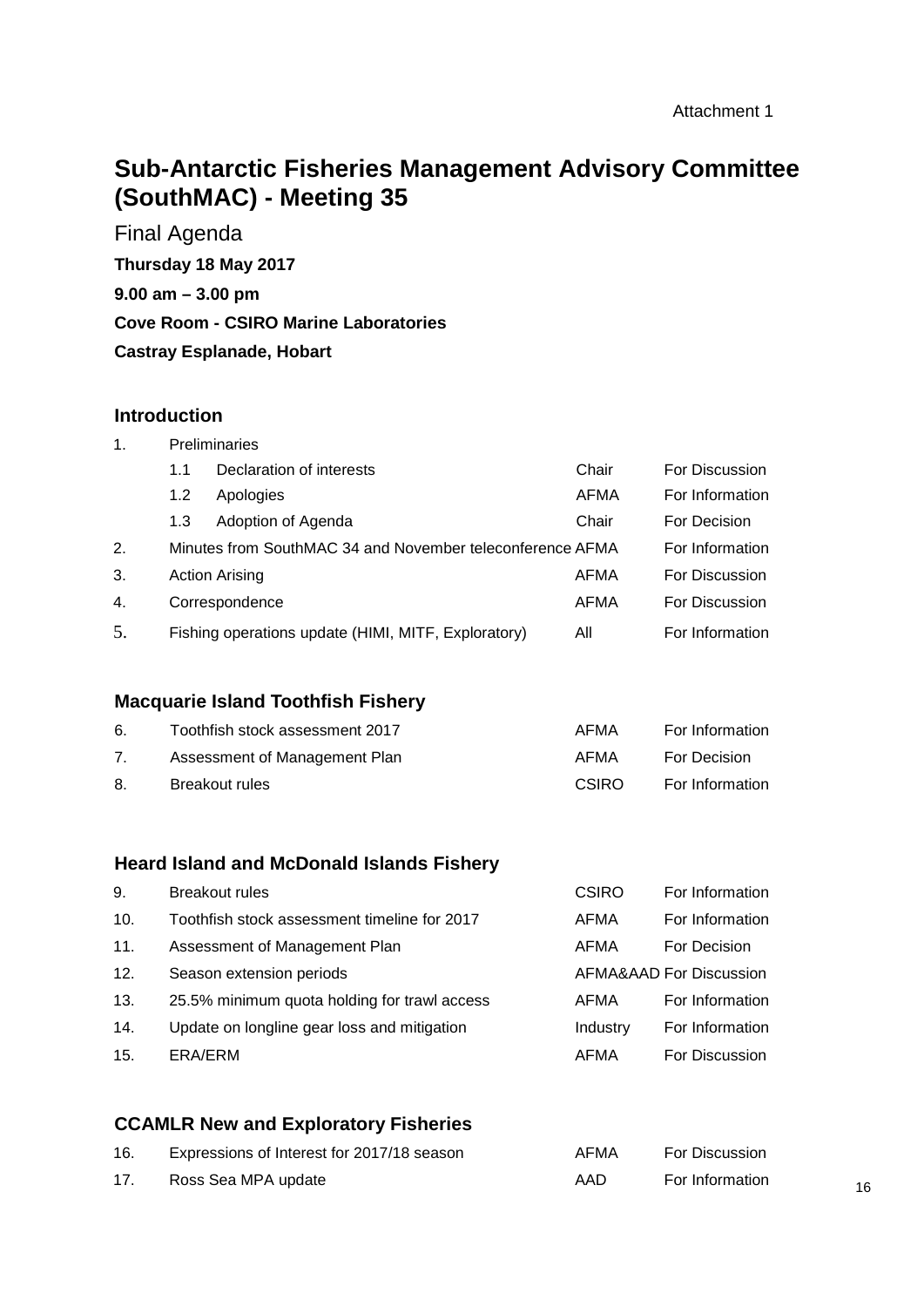Attachment 1

# Sub-Antarctic Fisheries Management Advisory Committee (SouthMAC) - Meeting 35

Final Agenda

**Thursday 18 May 2017**

**9.00 am – 3.00 pm**

**Cove Room - CSIRO Marine Laboratories**

**Castray Esplanade, Hobart**

## Introduction

| | | | |
|---|---|---|---|
| 1. | Preliminaries | | |
| | 1.1 Declaration of interests | Chair | For Discussion |
| | 1.2 Apologies | AFMA | For Information |
| | 1.3 Adoption of Agenda | Chair | For Decision |
| 2. | Minutes from SouthMAC 34 and November teleconference | AFMA | For Information |
| 3. | Action Arising | AFMA | For Discussion |
| 4. | Correspondence | AFMA | For Discussion |
| 5. | Fishing operations update (HIMI, MITF, Exploratory) | All | For Information |

## Macquarie Island Toothfish Fishery

| | | | |
|---|---|---|---|
| 6. | Toothfish stock assessment 2017 | AFMA | For Information |
| 7. | Assessment of Management Plan | AFMA | For Decision |
| 8. | Breakout rules | CSIRO | For Information |

## Heard Island and McDonald Islands Fishery

| | | | |
|---|---|---|---|
| 9. | Breakout rules | CSIRO | For Information |
| 10. | Toothfish stock assessment timeline for 2017 | AFMA | For Information |
| 11. | Assessment of Management Plan | AFMA | For Decision |
| 12. | Season extension periods | AFMA&AAD | For Discussion |
| 13. | 25.5% minimum quota holding for trawl access | AFMA | For Information |
| 14. | Update on longline gear loss and mitigation | Industry | For Information |
| 15. | ERA/ERM | AFMA | For Discussion |

## CCAMLR New and Exploratory Fisheries

| | | | |
|---|---|---|---|
| 16. | Expressions of Interest for 2017/18 season | AFMA | For Discussion |
| 17. | Ross Sea MPA update | AAD | For Information |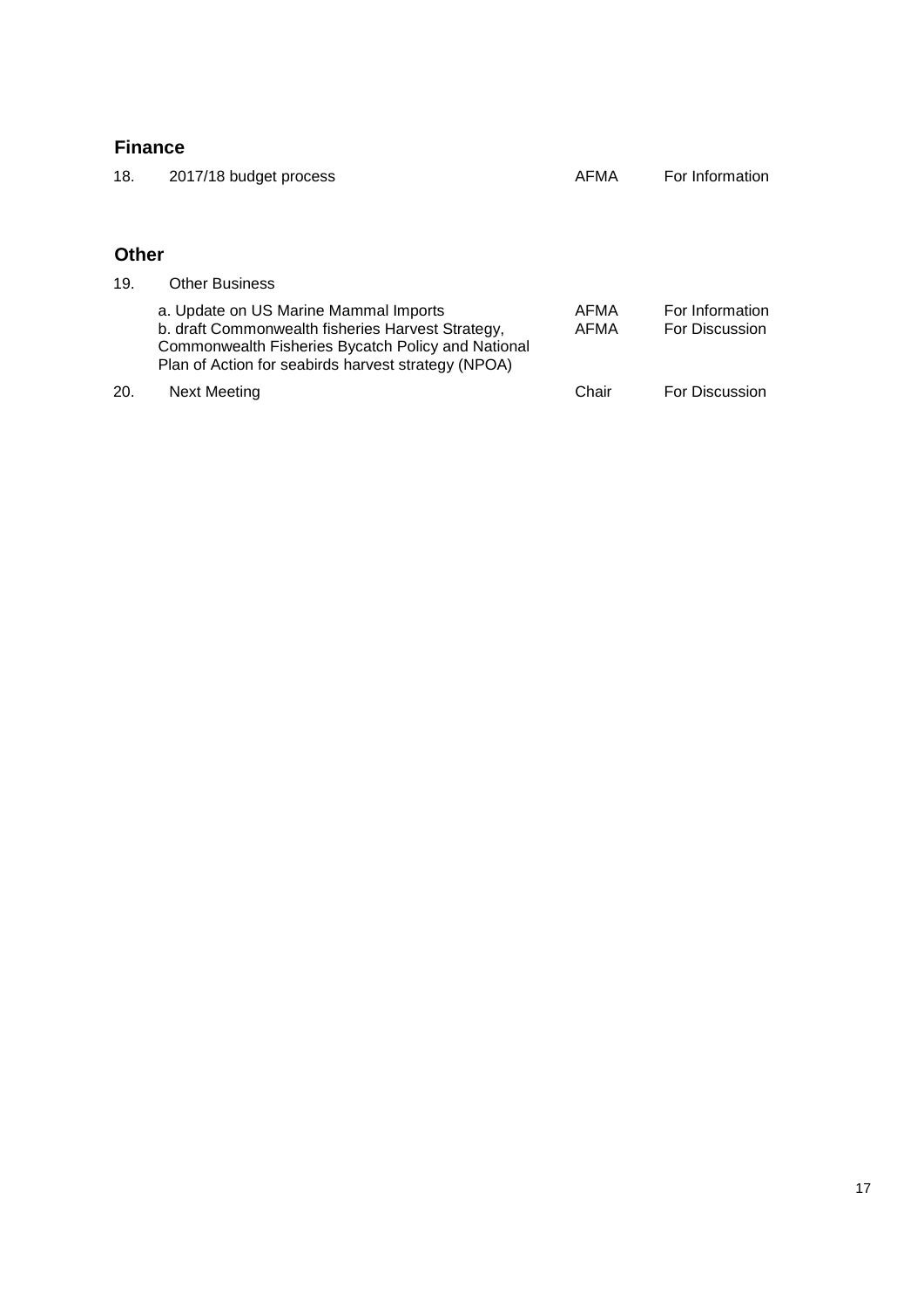## Finance

| | | | |
|---|---|---|---|
| 18. | 2017/18 budget process | AFMA | For Information |

## Other

| | | | |
|---|---|---|---|
| 19. | Other Business | | |
| | a. Update on US Marine Mammal Imports | AFMA | For Information |
| | b. draft Commonwealth fisheries Harvest Strategy, Commonwealth Fisheries Bycatch Policy and National Plan of Action for seabirds harvest strategy (NPOA) | AFMA | For Discussion |
| 20. | Next Meeting | Chair | For Discussion |